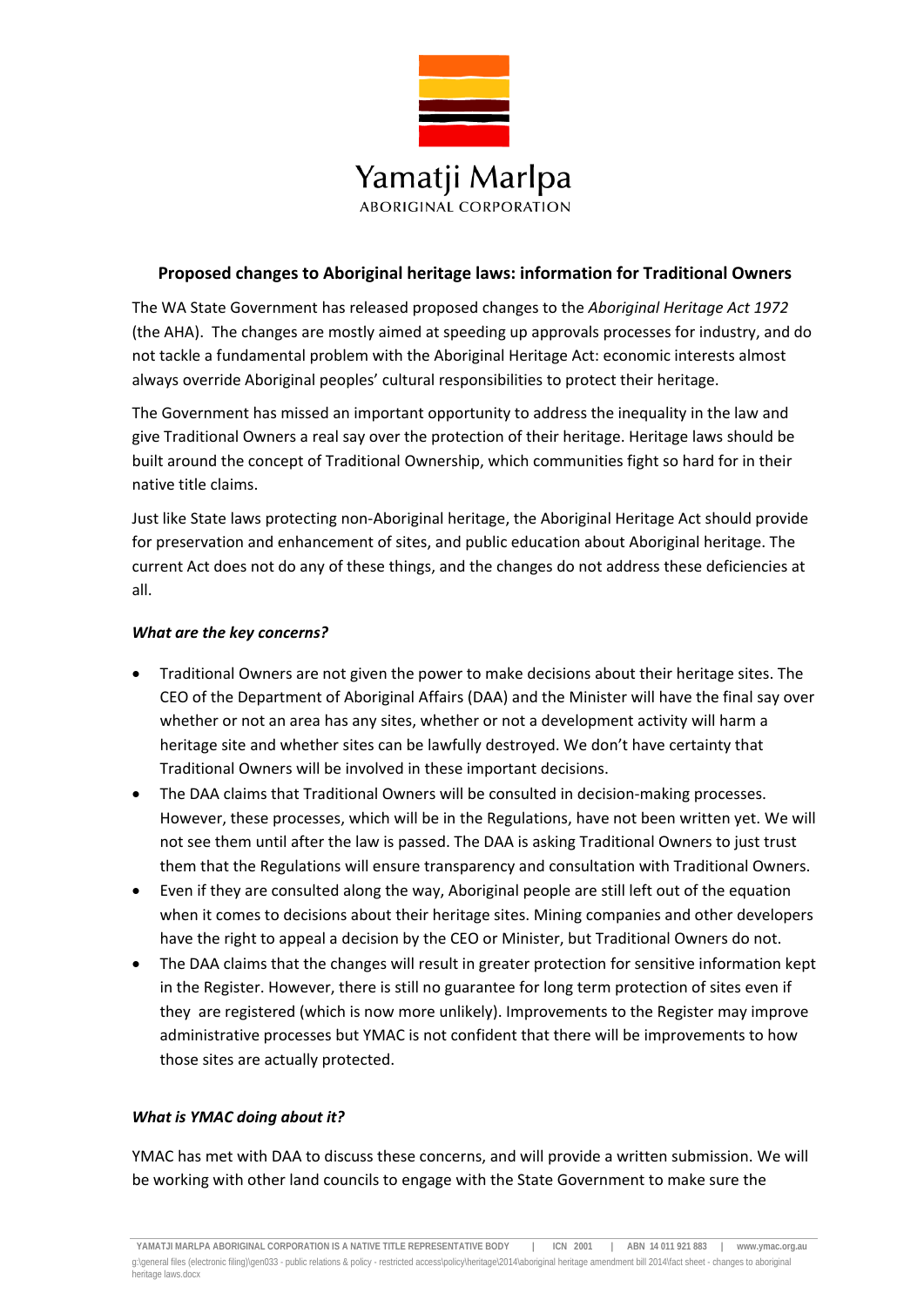Yamatji Marlpa

ABORIGINAL CORPORATION

## Proposed changes to Aboriginal heritage laws: information for Traditional Owners

The WA State Government has released proposed changes to the *Aboriginal Heritage Act 1972* (the AHA). The changes are mostly aimed at speeding up approvals processes for industry, and do not tackle a fundamental problem with the Aboriginal Heritage Act: economic interests almost always override Aboriginal peoples' cultural responsibilities to protect their heritage.

The Government has missed an important opportunity to address the inequality in the law and give Traditional Owners a real say over the protection of their heritage. Heritage laws should be built around the concept of Traditional Ownership, which communities fight so hard for in their native title claims.

Just like State laws protecting non-Aboriginal heritage, the Aboriginal Heritage Act should provide for preservation and enhancement of sites, and public education about Aboriginal heritage. The current Act does not do any of these things, and the changes do not address these deficiencies at all.

### *What are the key concerns?*

- Traditional Owners are not given the power to make decisions about their heritage sites. The CEO of the Department of Aboriginal Affairs (DAA) and the Minister will have the final say over whether or not an area has any sites, whether or not a development activity will harm a heritage site and whether sites can be lawfully destroyed. We don't have certainty that Traditional Owners will be involved in these important decisions.
- The DAA claims that Traditional Owners will be consulted in decision-making processes. However, these processes, which will be in the Regulations, have not been written yet. We will not see them until after the law is passed. The DAA is asking Traditional Owners to just trust them that the Regulations will ensure transparency and consultation with Traditional Owners.
- Even if they are consulted along the way, Aboriginal people are still left out of the equation when it comes to decisions about their heritage sites. Mining companies and other developers have the right to appeal a decision by the CEO or Minister, but Traditional Owners do not.
- The DAA claims that the changes will result in greater protection for sensitive information kept in the Register. However, there is still no guarantee for long term protection of sites even if they are registered (which is now more unlikely). Improvements to the Register may improve administrative processes but YMAC is not confident that there will be improvements to how those sites are actually protected.

### *What is YMAC doing about it?*

YMAC has met with DAA to discuss these concerns, and will provide a written submission. We will be working with other land councils to engage with the State Government to make sure the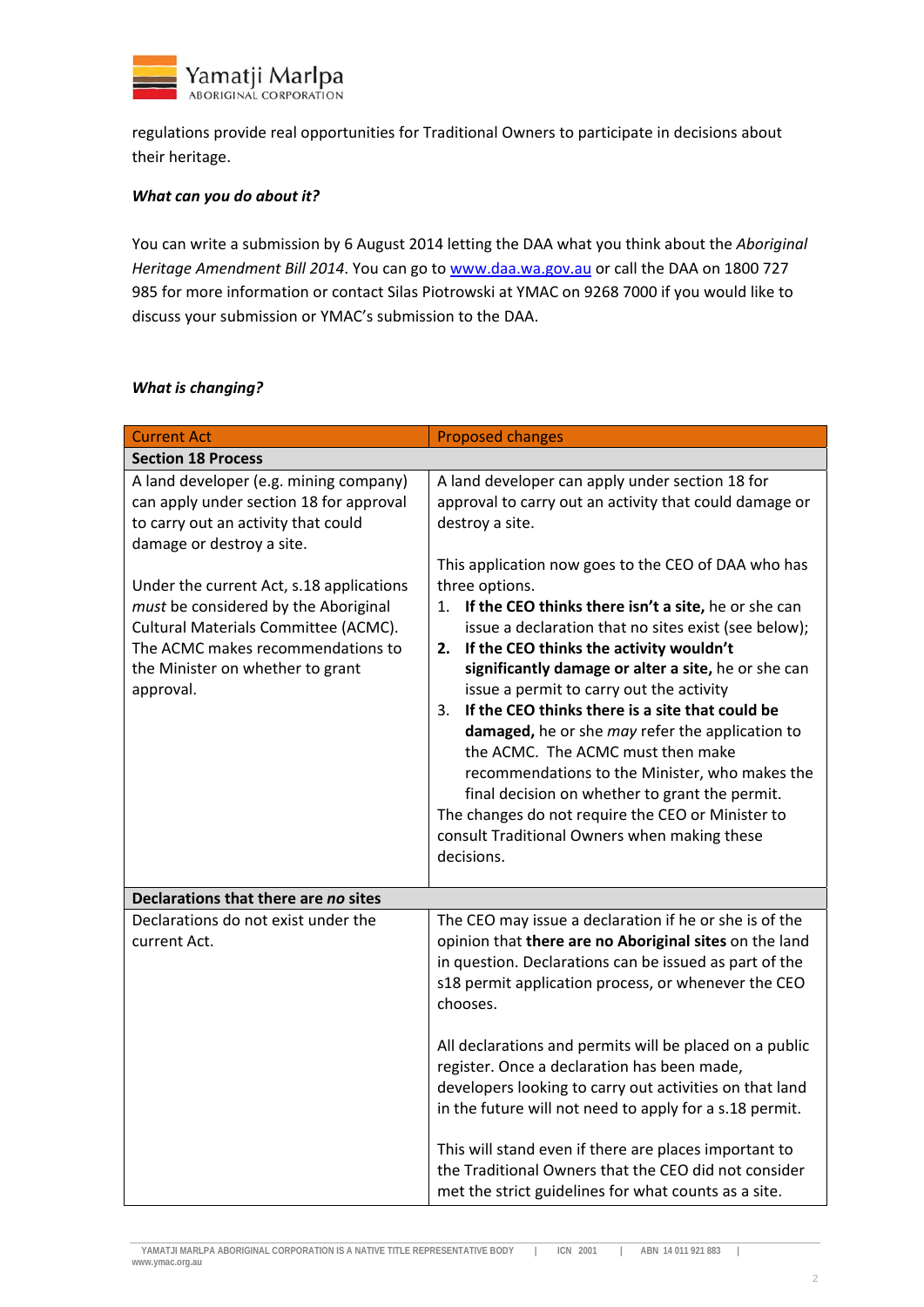regulations provide real opportunities for Traditional Owners to participate in decisions about their heritage.

***What can you do about it?***

You can write a submission by 6 August 2014 letting the DAA what you think about the *Aboriginal Heritage Amendment Bill 2014*. You can go to www.daa.wa.gov.au or call the DAA on 1800 727 985 for more information or contact Silas Piotrowski at YMAC on 9268 7000 if you would like to discuss your submission or YMAC's submission to the DAA.

***What is changing?***

| Current Act | Proposed changes |
|---|---|
| **Section 18 Process** | |
| A land developer (e.g. mining company) can apply under section 18 for approval to carry out an activity that could damage or destroy a site.<br><br>Under the current Act, s.18 applications *must* be considered by the Aboriginal Cultural Materials Committee (ACMC). The ACMC makes recommendations to the Minister on whether to grant approval. | A land developer can apply under section 18 for approval to carry out an activity that could damage or destroy a site.<br><br>This application now goes to the CEO of DAA who has three options.<br>1. **If the CEO thinks there isn't a site,** he or she can issue a declaration that no sites exist (see below);<br>2. **If the CEO thinks the activity wouldn't significantly damage or alter a site,** he or she can issue a permit to carry out the activity<br>3. **If the CEO thinks there is a site that could be damaged,** he or she *may* refer the application to the ACMC. The ACMC must then make recommendations to the Minister, who makes the final decision on whether to grant the permit.<br>The changes do not require the CEO or Minister to consult Traditional Owners when making these decisions. |
| **Declarations that there are *no* sites** | |
| Declarations do not exist under the current Act. | The CEO may issue a declaration if he or she is of the opinion that **there are no Aboriginal sites** on the land in question. Declarations can be issued as part of the s18 permit application process, or whenever the CEO chooses.<br><br>All declarations and permits will be placed on a public register. Once a declaration has been made, developers looking to carry out activities on that land in the future will not need to apply for a s.18 permit.<br><br>This will stand even if there are places important to the Traditional Owners that the CEO did not consider met the strict guidelines for what counts as a site. |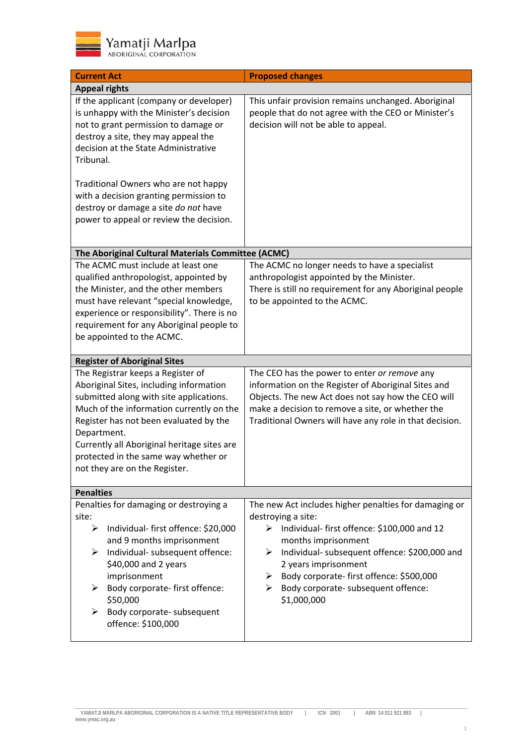| Current Act | Proposed changes |
|---|---|
| **Appeal rights** | |
| If the applicant (company or developer) is unhappy with the Minister's decision not to grant permission to damage or destroy a site, they may appeal the decision at the State Administrative Tribunal.<br><br>Traditional Owners who are not happy with a decision granting permission to destroy or damage a site *do not* have power to appeal or review the decision. | This unfair provision remains unchanged. Aboriginal people that do not agree with the CEO or Minister's decision will not be able to appeal. |
| **The Aboriginal Cultural Materials Committee (ACMC)** | |
| The ACMC must include at least one qualified anthropologist, appointed by the Minister, and the other members must have relevant "special knowledge, experience or responsibility". There is no requirement for any Aboriginal people to be appointed to the ACMC. | The ACMC no longer needs to have a specialist anthropologist appointed by the Minister.<br>There is still no requirement for any Aboriginal people to be appointed to the ACMC. |
| **Register of Aboriginal Sites** | |
| The Registrar keeps a Register of Aboriginal Sites, including information submitted along with site applications. Much of the information currently on the Register has not been evaluated by the Department.<br>Currently all Aboriginal heritage sites are protected in the same way whether or not they are on the Register. | The CEO has the power to enter *or remove* any information on the Register of Aboriginal Sites and Objects. The new Act does not say how the CEO will make a decision to remove a site, or whether the Traditional Owners will have any role in that decision. |
| **Penalties** | |
| Penalties for damaging or destroying a site:<br>➢ Individual- first offence: $20,000 and 9 months imprisonment<br>➢ Individual- subsequent offence: $40,000 and 2 years imprisonment<br>➢ Body corporate- first offence: $50,000<br>➢ Body corporate- subsequent offence: $100,000 | The new Act includes higher penalties for damaging or destroying a site:<br>➢ Individual- first offence: $100,000 and 12 months imprisonment<br>➢ Individual- subsequent offence: $200,000 and 2 years imprisonment<br>➢ Body corporate- first offence: $500,000<br>➢ Body corporate- subsequent offence: $1,000,000 |